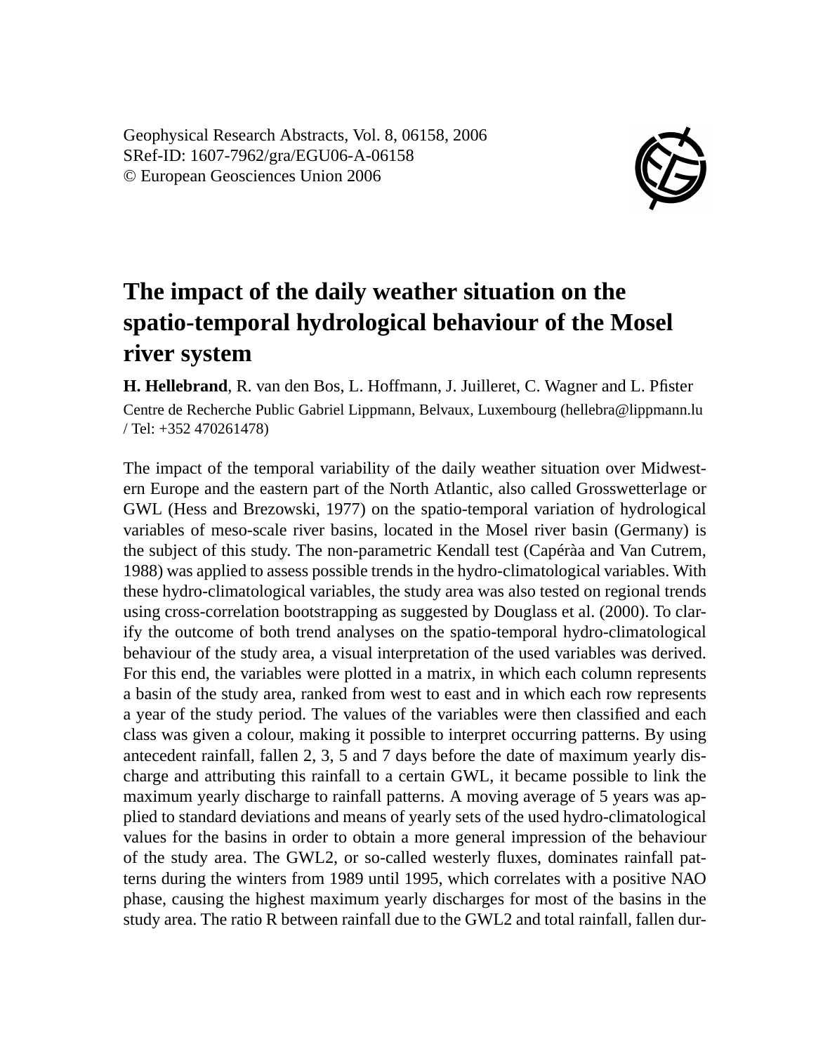Geophysical Research Abstracts, Vol. 8, 06158, 2006
SRef-ID: 1607-7962/gra/EGU06-A-06158
© European Geosciences Union 2006

# The impact of the daily weather situation on the spatio-temporal hydrological behaviour of the Mosel river system

**H. Hellebrand**, R. van den Bos, L. Hoffmann, J. Juilleret, C. Wagner and L. Pfister

Centre de Recherche Public Gabriel Lippmann, Belvaux, Luxembourg (hellebra@lippmann.lu / Tel: +352 470261478)

The impact of the temporal variability of the daily weather situation over Midwestern Europe and the eastern part of the North Atlantic, also called Grosswetterlage or GWL (Hess and Brezowski, 1977) on the spatio-temporal variation of hydrological variables of meso-scale river basins, located in the Mosel river basin (Germany) is the subject of this study. The non-parametric Kendall test (Capéràa and Van Cutrem, 1988) was applied to assess possible trends in the hydro-climatological variables. With these hydro-climatological variables, the study area was also tested on regional trends using cross-correlation bootstrapping as suggested by Douglass et al. (2000). To clarify the outcome of both trend analyses on the spatio-temporal hydro-climatological behaviour of the study area, a visual interpretation of the used variables was derived. For this end, the variables were plotted in a matrix, in which each column represents a basin of the study area, ranked from west to east and in which each row represents a year of the study period. The values of the variables were then classified and each class was given a colour, making it possible to interpret occurring patterns. By using antecedent rainfall, fallen 2, 3, 5 and 7 days before the date of maximum yearly discharge and attributing this rainfall to a certain GWL, it became possible to link the maximum yearly discharge to rainfall patterns. A moving average of 5 years was applied to standard deviations and means of yearly sets of the used hydro-climatological values for the basins in order to obtain a more general impression of the behaviour of the study area. The GWL2, or so-called westerly fluxes, dominates rainfall patterns during the winters from 1989 until 1995, which correlates with a positive NAO phase, causing the highest maximum yearly discharges for most of the basins in the study area. The ratio R between rainfall due to the GWL2 and total rainfall, fallen dur-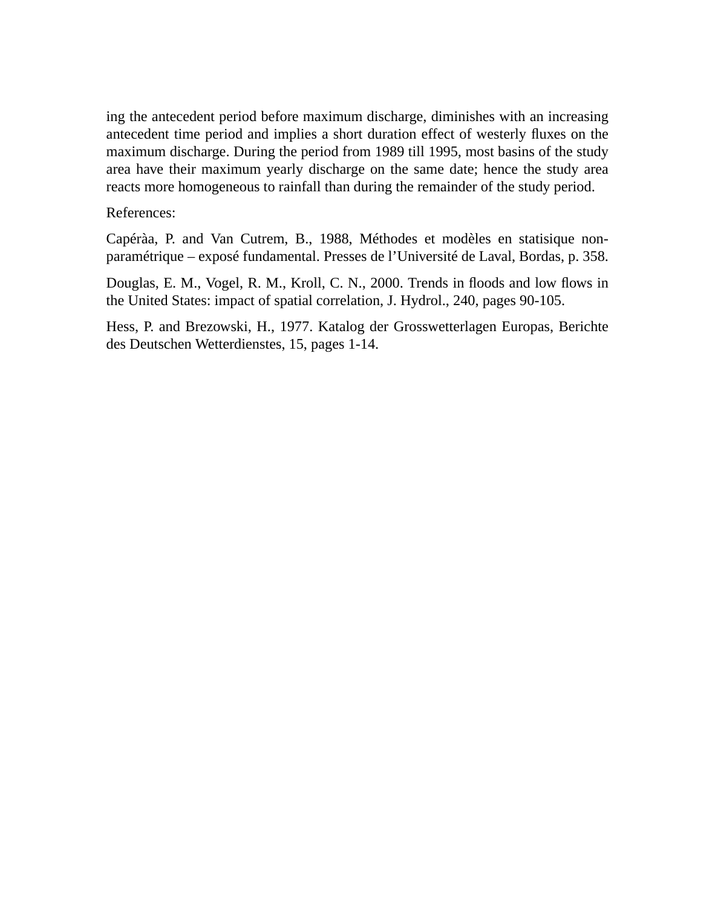ing the antecedent period before maximum discharge, diminishes with an increasing antecedent time period and implies a short duration effect of westerly fluxes on the maximum discharge. During the period from 1989 till 1995, most basins of the study area have their maximum yearly discharge on the same date; hence the study area reacts more homogeneous to rainfall than during the remainder of the study period.

References:

Capéràa, P. and Van Cutrem, B., 1988, Méthodes et modèles en statisique non-paramétrique – exposé fundamental. Presses de l'Université de Laval, Bordas, p. 358.

Douglas, E. M., Vogel, R. M., Kroll, C. N., 2000. Trends in floods and low flows in the United States: impact of spatial correlation, J. Hydrol., 240, pages 90-105.

Hess, P. and Brezowski, H., 1977. Katalog der Grosswetterlagen Europas, Berichte des Deutschen Wetterdienstes, 15, pages 1-14.